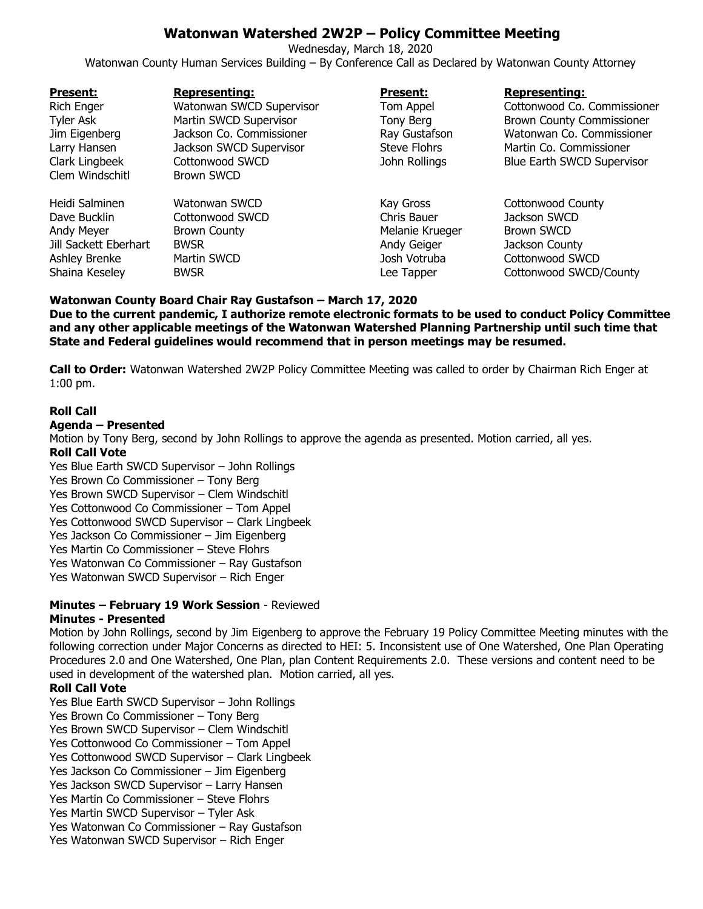# Watonwan Watershed 2W2P – Policy Committee Meeting

Wednesday, March 18, 2020

Watonwan County Human Services Building – By Conference Call as Declared by Watonwan County Attorney

| Present: | Representing: | Present: | Representing: |
|---|---|---|---|
| Rich Enger | Watonwan SWCD Supervisor | Tom Appel | Cottonwood Co. Commissioner |
| Tyler Ask | Martin SWCD Supervisor | Tony Berg | Brown County Commissioner |
| Jim Eigenberg | Jackson Co. Commissioner | Ray Gustafson | Watonwan Co. Commissioner |
| Larry Hansen | Jackson SWCD Supervisor | Steve Flohrs | Martin Co. Commissioner |
| Clark Lingbeek | Cottonwood SWCD | John Rollings | Blue Earth SWCD Supervisor |
| Clem Windschitl | Brown SWCD | | |
| | | | |
| Heidi Salminen | Watonwan SWCD | Kay Gross | Cottonwood County |
| Dave Bucklin | Cottonwood SWCD | Chris Bauer | Jackson SWCD |
| Andy Meyer | Brown County | Melanie Krueger | Brown SWCD |
| Jill Sackett Eberhart | BWSR | Andy Geiger | Jackson County |
| Ashley Brenke | Martin SWCD | Josh Votruba | Cottonwood SWCD |
| Shaina Keseley | BWSR | Lee Tapper | Cottonwood SWCD/County |

**Watonwan County Board Chair Ray Gustafson – March 17, 2020**
**Due to the current pandemic, I authorize remote electronic formats to be used to conduct Policy Committee and any other applicable meetings of the Watonwan Watershed Planning Partnership until such time that State and Federal guidelines would recommend that in person meetings may be resumed.**

**Call to Order:** Watonwan Watershed 2W2P Policy Committee Meeting was called to order by Chairman Rich Enger at 1:00 pm.

**Roll Call**

**Agenda – Presented**

Motion by Tony Berg, second by John Rollings to approve the agenda as presented. Motion carried, all yes.

**Roll Call Vote**

Yes Blue Earth SWCD Supervisor – John Rollings
Yes Brown Co Commissioner – Tony Berg
Yes Brown SWCD Supervisor – Clem Windschitl
Yes Cottonwood Co Commissioner – Tom Appel
Yes Cottonwood SWCD Supervisor – Clark Lingbeek
Yes Jackson Co Commissioner – Jim Eigenberg
Yes Martin Co Commissioner – Steve Flohrs
Yes Watonwan Co Commissioner – Ray Gustafson
Yes Watonwan SWCD Supervisor – Rich Enger

**Minutes – February 19 Work Session** - Reviewed

**Minutes - Presented**

Motion by John Rollings, second by Jim Eigenberg to approve the February 19 Policy Committee Meeting minutes with the following correction under Major Concerns as directed to HEI: 5. Inconsistent use of One Watershed, One Plan Operating Procedures 2.0 and One Watershed, One Plan, plan Content Requirements 2.0. These versions and content need to be used in development of the watershed plan. Motion carried, all yes.

**Roll Call Vote**

Yes Blue Earth SWCD Supervisor – John Rollings
Yes Brown Co Commissioner – Tony Berg
Yes Brown SWCD Supervisor – Clem Windschitl
Yes Cottonwood Co Commissioner – Tom Appel
Yes Cottonwood SWCD Supervisor – Clark Lingbeek
Yes Jackson Co Commissioner – Jim Eigenberg
Yes Jackson SWCD Supervisor – Larry Hansen
Yes Martin Co Commissioner – Steve Flohrs
Yes Martin SWCD Supervisor – Tyler Ask
Yes Watonwan Co Commissioner – Ray Gustafson
Yes Watonwan SWCD Supervisor – Rich Enger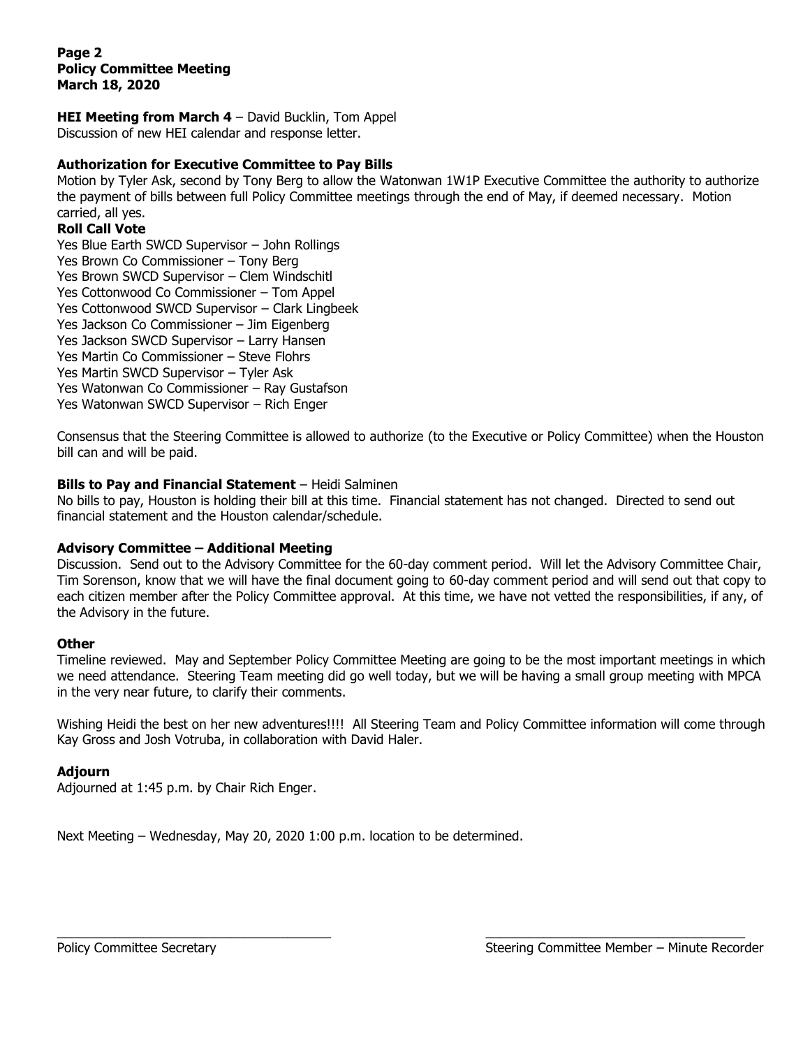**HEI Meeting from March 4** – David Bucklin, Tom Appel
Discussion of new HEI calendar and response letter.

**Authorization for Executive Committee to Pay Bills**
Motion by Tyler Ask, second by Tony Berg to allow the Watonwan 1W1P Executive Committee the authority to authorize the payment of bills between full Policy Committee meetings through the end of May, if deemed necessary. Motion carried, all yes.

**Roll Call Vote**
Yes Blue Earth SWCD Supervisor – John Rollings
Yes Brown Co Commissioner – Tony Berg
Yes Brown SWCD Supervisor – Clem Windschitl
Yes Cottonwood Co Commissioner – Tom Appel
Yes Cottonwood SWCD Supervisor – Clark Lingbeek
Yes Jackson Co Commissioner – Jim Eigenberg
Yes Jackson SWCD Supervisor – Larry Hansen
Yes Martin Co Commissioner – Steve Flohrs
Yes Martin SWCD Supervisor – Tyler Ask
Yes Watonwan Co Commissioner – Ray Gustafson
Yes Watonwan SWCD Supervisor – Rich Enger

Consensus that the Steering Committee is allowed to authorize (to the Executive or Policy Committee) when the Houston bill can and will be paid.

**Bills to Pay and Financial Statement** – Heidi Salminen
No bills to pay, Houston is holding their bill at this time. Financial statement has not changed. Directed to send out financial statement and the Houston calendar/schedule.

**Advisory Committee – Additional Meeting**
Discussion. Send out to the Advisory Committee for the 60-day comment period. Will let the Advisory Committee Chair, Tim Sorenson, know that we will have the final document going to 60-day comment period and will send out that copy to each citizen member after the Policy Committee approval. At this time, we have not vetted the responsibilities, if any, of the Advisory in the future.

**Other**
Timeline reviewed. May and September Policy Committee Meeting are going to be the most important meetings in which we need attendance. Steering Team meeting did go well today, but we will be having a small group meeting with MPCA in the very near future, to clarify their comments.

Wishing Heidi the best on her new adventures!!!! All Steering Team and Policy Committee information will come through Kay Gross and Josh Votruba, in collaboration with David Haler.

**Adjourn**
Adjourned at 1:45 p.m. by Chair Rich Enger.

Next Meeting – Wednesday, May 20, 2020 1:00 p.m. location to be determined.

\_\_\_\_\_\_\_\_\_\_\_\_\_\_\_\_\_\_\_\_\_\_\_\_\_\_\_\_\_\_\_\_\_\_\_\_
Policy Committee Secretary

\_\_\_\_\_\_\_\_\_\_\_\_\_\_\_\_\_\_\_\_\_\_\_\_\_\_\_\_\_\_\_\_\_\_\_\_
Steering Committee Member – Minute Recorder